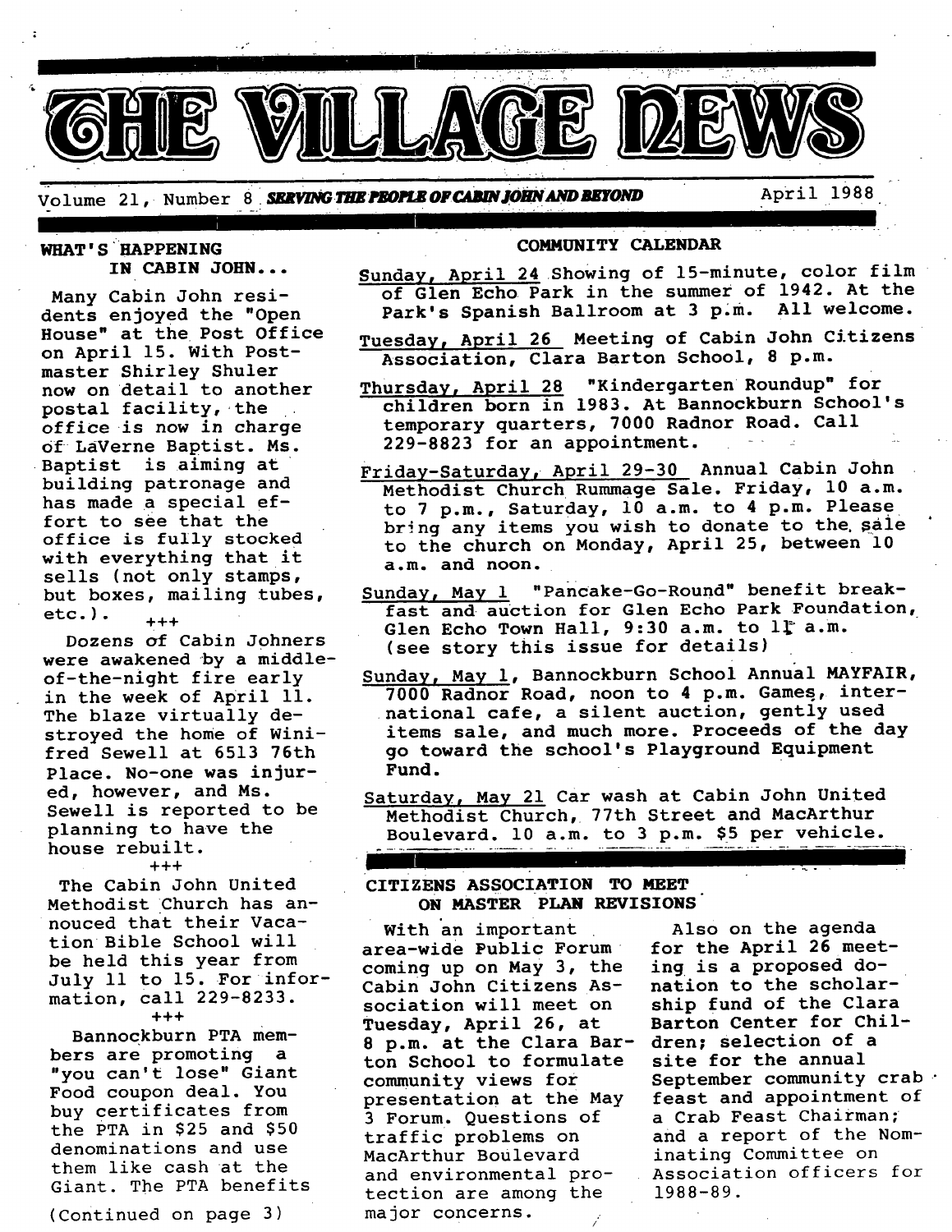# THE VILLAGE NEWS

Volume 21, Number 8 **SERVING THE PEOPLE OF CABIN JOHN AND BEYOND** April 1988

## WHAT'S HAPPENING IN CABIN JOHN...

Many Cabin John residents enjoyed the "Open House" at the Post Office on April 15. With Postmaster Shirley Shuler now on detail to another postal facility, the office is now in charge of LaVerne Baptist. Ms. Baptist is aiming at building patronage and has made a special effort to see that the office is fully stocked with everything that it sells (not only stamps, but boxes, mailing tubes, etc.).

+++

Dozens of Cabin Johners were awakened by a middle-of-the-night fire early in the week of April 11. The blaze virtually destroyed the home of Winifred Sewell at 6513 76th Place. No-one was injured, however, and Ms. Sewell is reported to be planning to have the house rebuilt.

+++

The Cabin John United Methodist Church has announced that their Vacation Bible School will be held this year from July 11 to 15. For information, call 229-8233.

+++

Bannockburn PTA members are promoting a "you can't lose" Giant Food coupon deal. You buy certificates from the PTA in $25 and $50 denominations and use them like cash at the Giant. The PTA benefits

(Continued on page 3)

## COMMUNITY CALENDAR

Sunday, April 24 Showing of 15-minute, color film of Glen Echo Park in the summer of 1942. At the Park's Spanish Ballroom at 3 p.m. All welcome.

Tuesday, April 26 Meeting of Cabin John Citizens Association, Clara Barton School, 8 p.m.

Thursday, April 28 "Kindergarten Roundup" for children born in 1983. At Bannockburn School's temporary quarters, 7000 Radnor Road. Call 229-8823 for an appointment.

Friday-Saturday, April 29-30 Annual Cabin John Methodist Church Rummage Sale. Friday, 10 a.m. to 7 p.m., Saturday, 10 a.m. to 4 p.m. Please bring any items you wish to donate to the sale to the church on Monday, April 25, between 10 a.m. and noon.

Sunday, May 1 "Pancake-Go-Round" benefit breakfast and auction for Glen Echo Park Foundation, Glen Echo Town Hall, 9:30 a.m. to 11 a.m. (see story this issue for details)

Sunday, May 1, Bannockburn School Annual MAYFAIR, 7000 Radnor Road, noon to 4 p.m. Games, international cafe, a silent auction, gently used items sale, and much more. Proceeds of the day go toward the school's Playground Equipment Fund.

Saturday, May 21 Car wash at Cabin John United Methodist Church, 77th Street and MacArthur Boulevard. 10 a.m. to 3 p.m. $5 per vehicle.

## CITIZENS ASSOCIATION TO MEET ON MASTER PLAN REVISIONS

With an important area-wide Public Forum coming up on May 3, the Cabin John Citizens Association will meet on Tuesday, April 26, at 8 p.m. at the Clara Barton School to formulate community views for presentation at the May 3 Forum. Questions of traffic problems on MacArthur Boulevard and environmental protection are among the major concerns.

Also on the agenda for the April 26 meeting is a proposed donation to the scholarship fund of the Clara Barton Center for Children; selection of a site for the annual September community crab feast and appointment of a Crab Feast Chairman; and a report of the Nominating Committee on Association officers for 1988-89.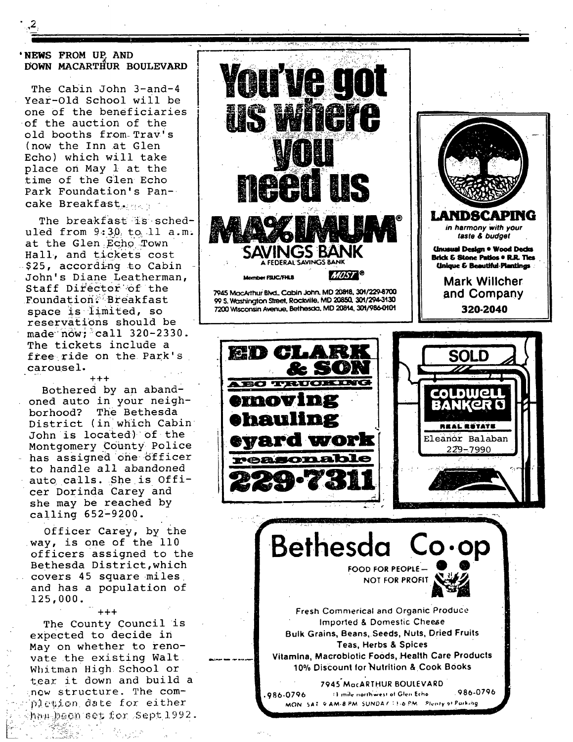## NEWS FROM UP AND DOWN MACARTHUR BOULEVARD

The Cabin John 3-and-4 Year-Old School will be one of the beneficiaries of the auction of the old booths from Trav's (now the Inn at Glen Echo) which will take place on May 1 at the time of the Glen Echo Park Foundation's Pancake Breakfast.

The breakfast is scheduled from 9:30 to 11 a.m. at the Glen Echo Town Hall, and tickets cost $25, according to Cabin John's Diane Leatherman, Staff Director of the Foundation. Breakfast space is limited, so reservations should be made now; call 320-2330. The tickets include a free ride on the Park's carousel.

+++

Bothered by an abandoned auto in your neighborhood? The Bethesda District (in which Cabin John is located) of the Montgomery County Police has assigned one officer to handle all abandoned auto calls. She is Officer Dorinda Carey and she may be reached by calling 652-9200.

Officer Carey, by the way, is one of the 110 officers assigned to the Bethesda District, which covers 45 square miles and has a population of 125,000.

+++

The County Council is expected to decide in May on whether to renovate the existing Walt Whitman High School or tear it down and build a new structure. The completion date for either has been set for Sept 1992.

---

**You've got us where you need us**

**MAXIMUM SAVINGS BANK**
A FEDERAL SAVINGS BANK
Member FSLIC/FHLB — MOST

7945 MacArthur Blvd., Cabin John, MD 20818, 301/229-8700
99 S. Washington Street, Rockville, MD 20850, 301/294-3130
7200 Wisconsin Avenue, Bethesda, MD 20814, 301/986-0101

---

**LANDSCAPING**
*in harmony with your taste & budget*

Unusual Design • Wood Decks
Brick & Stone Patios • R.R. Ties
Unique & Beautiful Plantings

Mark Willcher and Company
320-2040

---

**ED CLARK & SON**
ABC TRUCKING
• moving
• hauling
• yard work
reasonable
229-7311

---

SOLD
COLDWELL BANKER
REAL ESTATE
Eleanor Balaban
229-7990

---

**Bethesda Co-op**
FOOD FOR PEOPLE — NOT FOR PROFIT

Fresh Commerical and Organic Produce
Imported & Domestic Cheese
Bulk Grains, Beans, Seeds, Nuts, Dried Fruits
Teas, Herbs & Spices
Vitamins, Macrobiotic Foods, Health Care Products
10% Discount for Nutrition & Cook Books

7945 MacARTHUR BOULEVARD
986-0796 — 1 mile northwest of Glen Echo — 986-0796
MON SAT 9 AM-8 PM SUNDAY 11-6 PM Plenty of Parking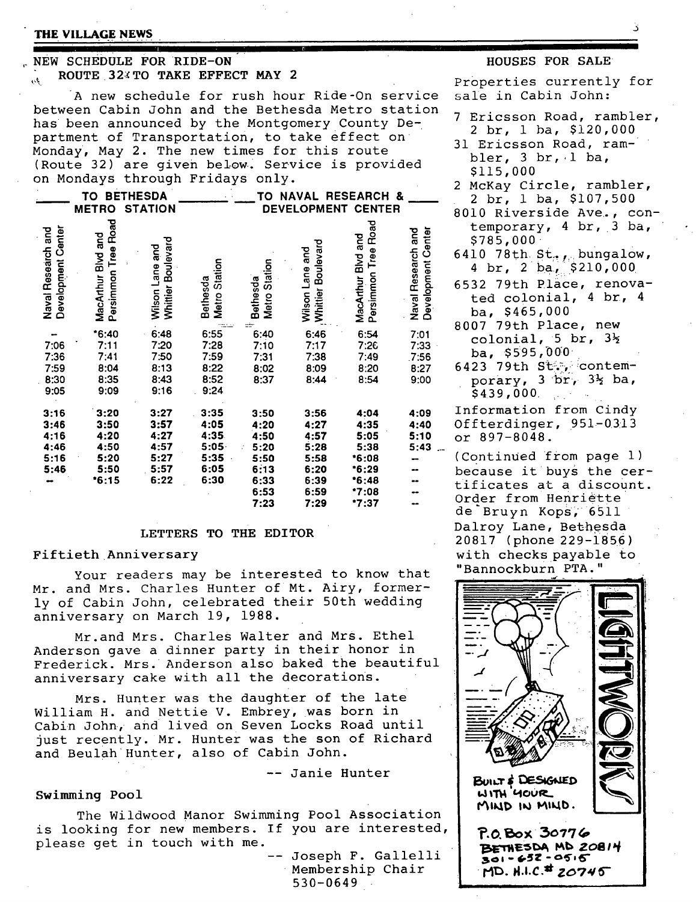## NEW SCHEDULE FOR RIDE-ON ROUTE 32 TO TAKE EFFECT MAY 2

A new schedule for rush hour Ride-On service between Cabin John and the Bethesda Metro station has been announced by the Montgomery County Department of Transportation, to take effect on Monday, May 2. The new times for this route (Route 32) are given below. Service is provided on Mondays through Fridays only.

| TO BETHESDA METRO STATION | | | | TO NAVAL RESEARCH & DEVELOPMENT CENTER | | | |
|---|---|---|---|---|---|---|---|
| Naval Research and Development Center | MacArthur Blvd and Persimmon Tree Road | Wilson Lane and Whittier Boulevard | Bethesda Metro Station | Bethesda Metro Station | Wilson Lane and Whittier Boulevard | MacArthur Blvd and Persimmon Tree Road | Naval Research and Development Center |
| -- | *6:40 | 6:48 | 6:55 | 6:40 | 6:46 | 6:54 | 7:01 |
| 7:06 | 7:11 | 7:20 | 7:28 | 7:10 | 7:17 | 7:26 | 7:33 |
| 7:36 | 7:41 | 7:50 | 7:59 | 7:31 | 7:38 | 7:49 | 7:56 |
| 7:59 | 8:04 | 8:13 | 8:22 | 8:02 | 8:09 | 8:20 | 8:27 |
| 8:30 | 8:35 | 8:43 | 8:52 | 8:37 | 8:44 | 8:54 | 9:00 |
| 9:05 | 9:09 | 9:16 | 9:24 | | | | |
| 3:16 | 3:20 | 3:27 | 3:35 | 3:50 | 3:56 | 4:04 | 4:09 |
| 3:46 | 3:50 | 3:57 | 4:05 | 4:20 | 4:27 | 4:35 | 4:40 |
| 4:16 | 4:20 | 4:27 | 4:35 | 4:50 | 4:57 | 5:05 | 5:10 |
| 4:46 | 4:50 | 4:57 | 5:05 | 5:20 | 5:28 | 5:38 | 5:43 |
| 5:16 | 5:20 | 5:27 | 5:35 | 5:50 | 5:58 | *6:08 | -- |
| 5:46 | 5:50 | 5:57 | 6:05 | 6:13 | 6:20 | *6:29 | -- |
| -- | *6:15 | 6:22 | 6:30 | 6:33 | 6:39 | *6:48 | -- |
| | | | | 6:53 | 6:59 | *7:08 | -- |
| | | | | 7:23 | 7:29 | *7:37 | -- |

## LETTERS TO THE EDITOR

### Fiftieth Anniversary

Your readers may be interested to know that Mr. and Mrs. Charles Hunter of Mt. Airy, formerly of Cabin John, celebrated their 50th wedding anniversary on March 19, 1988.

Mr. and Mrs. Charles Walter and Mrs. Ethel Anderson gave a dinner party in their honor in Frederick. Mrs. Anderson also baked the beautiful anniversary cake with all the decorations.

Mrs. Hunter was the daughter of the late William H. and Nettie V. Embrey, was born in Cabin John, and lived on Seven Locks Road until just recently. Mr. Hunter was the son of Richard and Beulah Hunter, also of Cabin John.

-- Janie Hunter

### Swimming Pool

The Wildwood Manor Swimming Pool Association is looking for new members. If you are interested, please get in touch with me.

-- Joseph F. Gallelli
Membership Chair
530-0649

## HOUSES FOR SALE

Properties currently for sale in Cabin John:

- 7 Ericsson Road, rambler, 2 br, 1 ba, $120,000
- 31 Ericsson Road, rambler, 3 br, 1 ba, $115,000
- 2 McKay Circle, rambler, 2 br, 1 ba, $107,500
- 8010 Riverside Ave., contemporary, 4 br, 3 ba, $785,000
- 6410 78th St., bungalow, 4 br, 2 ba, $210,000
- 6532 79th Place, renovated colonial, 4 br, 4 ba, $465,000
- 8007 79th Place, new colonial, 5 br, 3½ ba, $595,000
- 6423 79th St., contemporary, 3 br, 3½ ba, $439,000

Information from Cindy Offterdinger, 951-0313 or 897-8048.

(Continued from page 1) because it buys the certificates at a discount. Order from Henriette de Bruyn Kops, 6511 Dalroy Lane, Bethesda 20817 (phone 229-1856) with checks payable to "Bannockburn PTA."

LIGHTWORKS

BUILT & DESIGNED WITH YOUR MIND IN MIND.

P.O. Box 30776
BETHESDA MD 20814
301-652-0515
MD. H.I.C. # 20745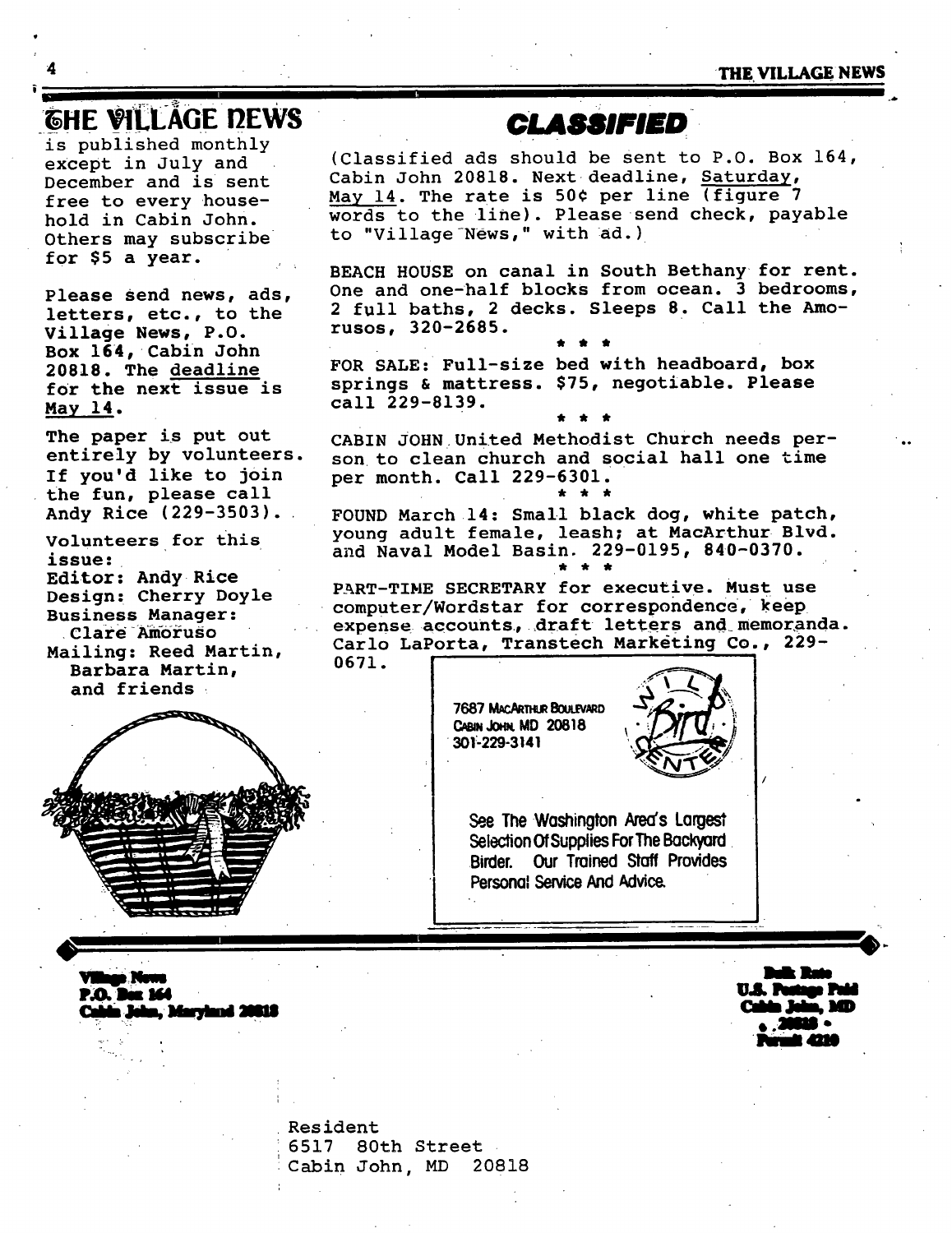# THE VILLAGE NEWS

is published monthly except in July and December and is sent free to every household in Cabin John. Others may subscribe for $5 a year.

Please send news, ads, letters, etc., to the Village News, P.O. Box 164, Cabin John 20818. The deadline for the next issue is May 14.

The paper is put out entirely by volunteers. If you'd like to join the fun, please call Andy Rice (229-3503).

Volunteers for this issue:
Editor: Andy Rice
Design: Cherry Doyle
Business Manager: Clare Amoruso
Mailing: Reed Martin, Barbara Martin, and friends

## CLASSIFIED

(Classified ads should be sent to P.O. Box 164, Cabin John 20818. Next deadline, Saturday, May 14. The rate is 50¢ per line (figure 7 words to the line). Please send check, payable to "Village News," with ad.)

BEACH HOUSE on canal in South Bethany for rent. One and one-half blocks from ocean. 3 bedrooms, 2 full baths, 2 decks. Sleeps 8. Call the Amorusos, 320-2685.

\* \* \*

FOR SALE: Full-size bed with headboard, box springs & mattress. $75, negotiable. Please call 229-8139.

\* \* \*

CABIN JOHN United Methodist Church needs person to clean church and social hall one time per month. Call 229-6301.

\* \* \*

FOUND March 14: Small black dog, white patch, young adult female, leash; at MacArthur Blvd. and Naval Model Basin. 229-0195, 840-0370.

\* \* \*

PART-TIME SECRETARY for executive. Must use computer/Wordstar for correspondence, keep expense accounts, draft letters and memoranda. Carlo LaPorta, Transtech Marketing Co., 229-0671.

7687 MacArthur Boulevard
Cabin John, MD 20818
301-229-3141

Wild Bird Center

See The Washington Area's Largest Selection Of Supplies For The Backyard Birder. Our Trained Staff Provides Personal Service And Advice.

Village News
P.O. Box 164
Cabin John, Maryland 20818

Bulk Rate
U.S. Postage Paid
Cabin John, MD
20818
Permit 4210

Resident
6517 80th Street
Cabin John, MD 20818